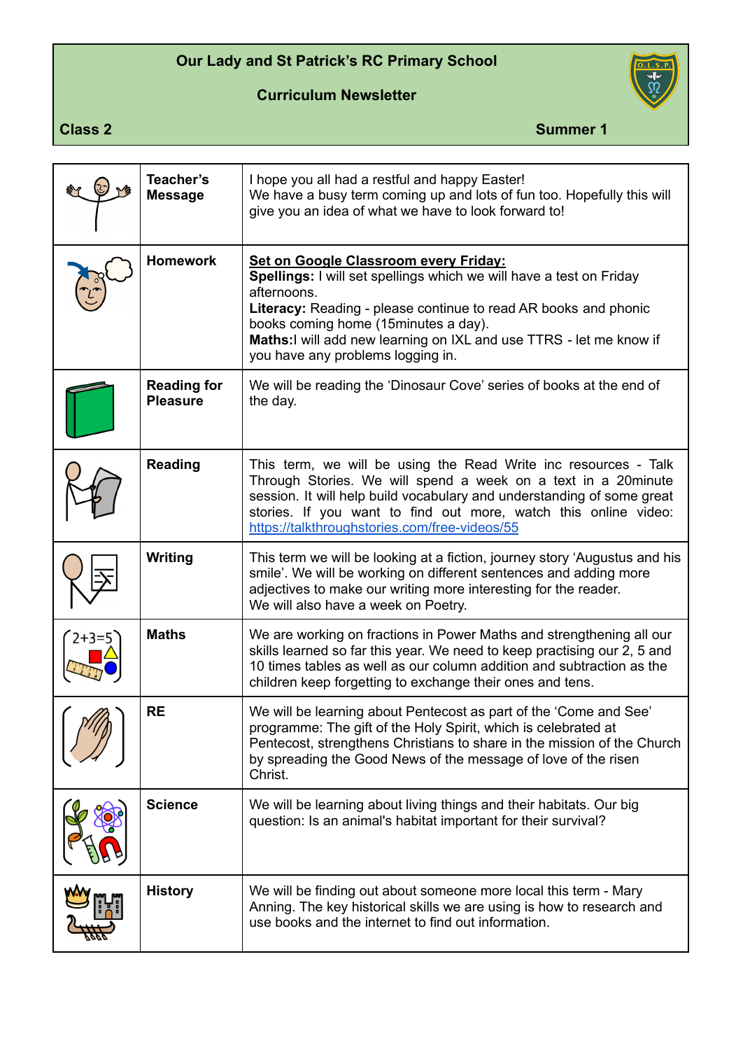# Our Lady and St Patrick's RC Primary School

## Curriculum Newsletter

**Class 2** | **Summer 1**

| | | |
|---|---|---|
| | **Teacher's Message** | I hope you all had a restful and happy Easter!<br>We have a busy term coming up and lots of fun too. Hopefully this will give you an idea of what we have to look forward to! |
| | **Homework** | **Set on Google Classroom every Friday:**<br>**Spellings:** I will set spellings which we will have a test on Friday afternoons.<br>**Literacy:** Reading - please continue to read AR books and phonic books coming home (15minutes a day).<br>**Maths:**I will add new learning on IXL and use TTRS - let me know if you have any problems logging in. |
| | **Reading for Pleasure** | We will be reading the 'Dinosaur Cove' series of books at the end of the day. |
| | **Reading** | This term, we will be using the Read Write inc resources - Talk Through Stories. We will spend a week on a text in a 20minute session. It will help build vocabulary and understanding of some great stories. If you want to find out more, watch this online video: https://talkthroughstories.com/free-videos/55 |
| | **Writing** | This term we will be looking at a fiction, journey story 'Augustus and his smile'. We will be working on different sentences and adding more adjectives to make our writing more interesting for the reader.<br>We will also have a week on Poetry. |
| | **Maths** | We are working on fractions in Power Maths and strengthening all our skills learned so far this year. We need to keep practising our 2, 5 and 10 times tables as well as our column addition and subtraction as the children keep forgetting to exchange their ones and tens. |
| | **RE** | We will be learning about Pentecost as part of the 'Come and See' programme: The gift of the Holy Spirit, which is celebrated at Pentecost, strengthens Christians to share in the mission of the Church by spreading the Good News of the message of love of the risen Christ. |
| | **Science** | We will be learning about living things and their habitats. Our big question: Is an animal's habitat important for their survival? |
| | **History** | We will be finding out about someone more local this term - Mary Anning. The key historical skills we are using is how to research and use books and the internet to find out information. |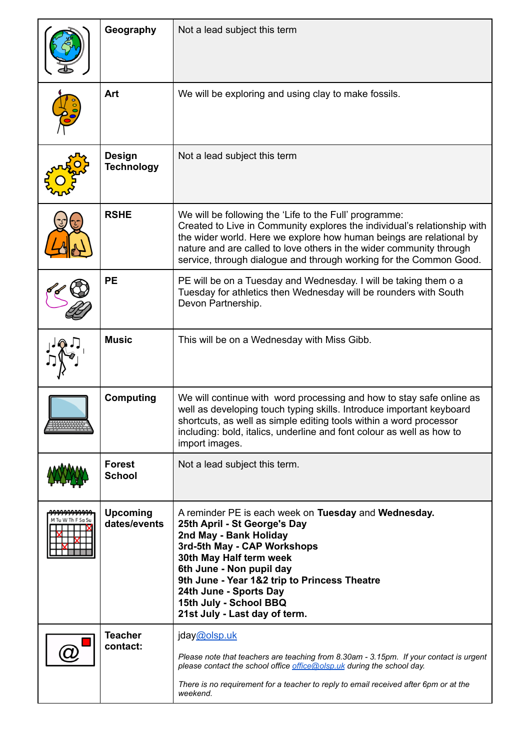| | | |
|---|---|---|
| | **Geography** | Not a lead subject this term |
| | **Art** | We will be exploring and using clay to make fossils. |
| | **Design Technology** | Not a lead subject this term |
| | **RSHE** | We will be following the 'Life to the Full' programme: Created to Live in Community explores the individual's relationship with the wider world. Here we explore how human beings are relational by nature and are called to love others in the wider community through service, through dialogue and through working for the Common Good. |
| | **PE** | PE will be on a Tuesday and Wednesday. I will be taking them o a Tuesday for athletics then Wednesday will be rounders with South Devon Partnership. |
| | **Music** | This will be on a Wednesday with Miss Gibb. |
| | **Computing** | We will continue with word processing and how to stay safe online as well as developing touch typing skills. Introduce important keyboard shortcuts, as well as simple editing tools within a word processor including: bold, italics, underline and font colour as well as how to import images. |
| | **Forest School** | Not a lead subject this term. |
| | **Upcoming dates/events** | A reminder PE is each week on **Tuesday** and **Wednesday.**<br>**25th April - St George's Day**<br>**2nd May - Bank Holiday**<br>**3rd-5th May - CAP Workshops**<br>**30th May Half term week**<br>**6th June - Non pupil day**<br>**9th June - Year 1&2 trip to Princess Theatre**<br>**24th June - Sports Day**<br>**15th July - School BBQ**<br>**21st July - Last day of term.** |
| | **Teacher contact:** | jday@olsp.uk<br><br>*Please note that teachers are teaching from 8.30am - 3.15pm. If your contact is urgent please contact the school office office@olsp.uk during the school day.*<br><br>*There is no requirement for a teacher to reply to email received after 6pm or at the weekend.* |